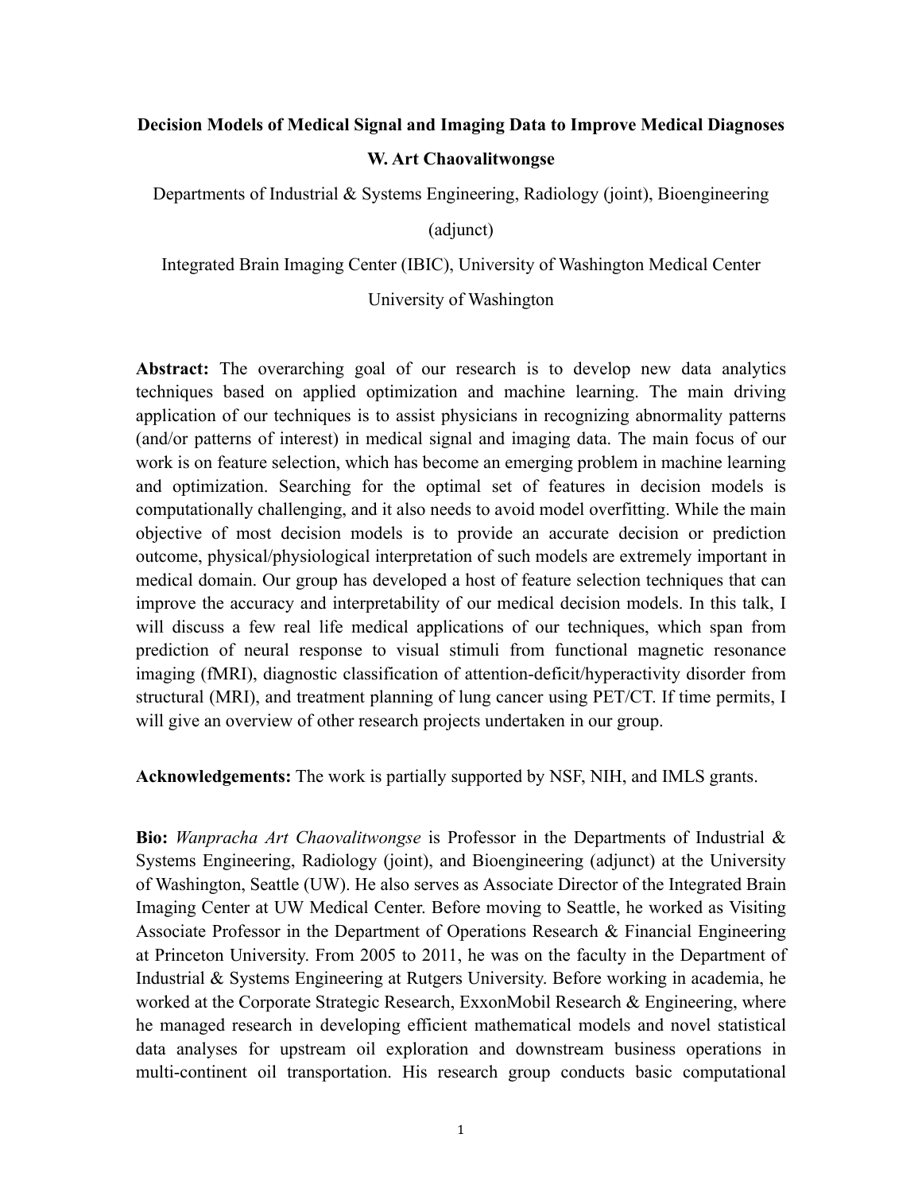# Decision Models of Medical Signal and Imaging Data to Improve Medical Diagnoses

**W. Art Chaovalitwongse**

Departments of Industrial & Systems Engineering, Radiology (joint), Bioengineering (adjunct)

Integrated Brain Imaging Center (IBIC), University of Washington Medical Center

University of Washington

**Abstract:** The overarching goal of our research is to develop new data analytics techniques based on applied optimization and machine learning. The main driving application of our techniques is to assist physicians in recognizing abnormality patterns (and/or patterns of interest) in medical signal and imaging data. The main focus of our work is on feature selection, which has become an emerging problem in machine learning and optimization. Searching for the optimal set of features in decision models is computationally challenging, and it also needs to avoid model overfitting. While the main objective of most decision models is to provide an accurate decision or prediction outcome, physical/physiological interpretation of such models are extremely important in medical domain. Our group has developed a host of feature selection techniques that can improve the accuracy and interpretability of our medical decision models. In this talk, I will discuss a few real life medical applications of our techniques, which span from prediction of neural response to visual stimuli from functional magnetic resonance imaging (fMRI), diagnostic classification of attention-deficit/hyperactivity disorder from structural (MRI), and treatment planning of lung cancer using PET/CT. If time permits, I will give an overview of other research projects undertaken in our group.

**Acknowledgements:** The work is partially supported by NSF, NIH, and IMLS grants.

**Bio:** *Wanpracha Art Chaovalitwongse* is Professor in the Departments of Industrial & Systems Engineering, Radiology (joint), and Bioengineering (adjunct) at the University of Washington, Seattle (UW). He also serves as Associate Director of the Integrated Brain Imaging Center at UW Medical Center. Before moving to Seattle, he worked as Visiting Associate Professor in the Department of Operations Research & Financial Engineering at Princeton University. From 2005 to 2011, he was on the faculty in the Department of Industrial & Systems Engineering at Rutgers University. Before working in academia, he worked at the Corporate Strategic Research, ExxonMobil Research & Engineering, where he managed research in developing efficient mathematical models and novel statistical data analyses for upstream oil exploration and downstream business operations in multi-continent oil transportation. His research group conducts basic computational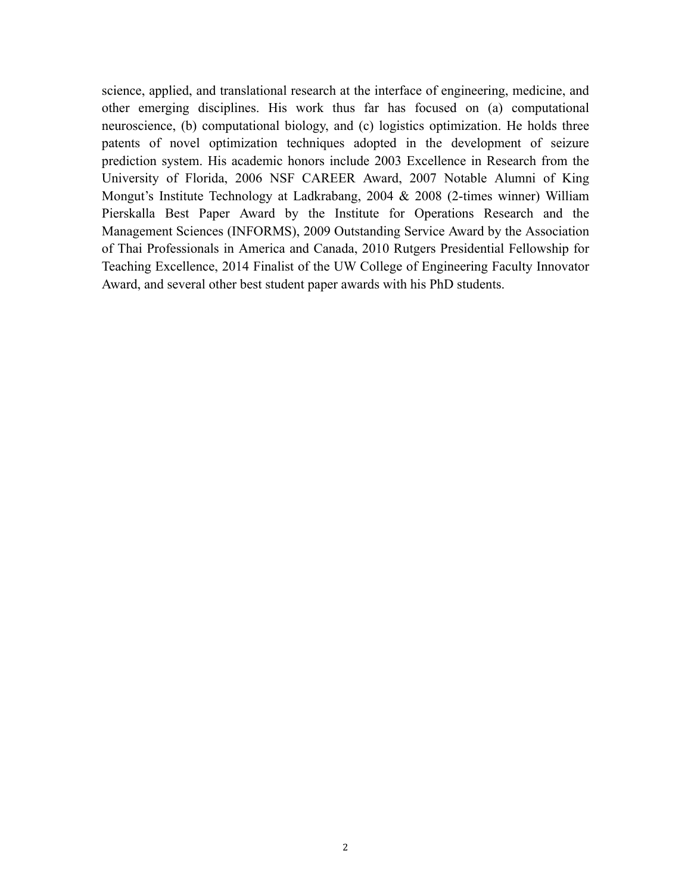science, applied, and translational research at the interface of engineering, medicine, and other emerging disciplines. His work thus far has focused on (a) computational neuroscience, (b) computational biology, and (c) logistics optimization. He holds three patents of novel optimization techniques adopted in the development of seizure prediction system. His academic honors include 2003 Excellence in Research from the University of Florida, 2006 NSF CAREER Award, 2007 Notable Alumni of King Mongut's Institute Technology at Ladkrabang, 2004 & 2008 (2-times winner) William Pierskalla Best Paper Award by the Institute for Operations Research and the Management Sciences (INFORMS), 2009 Outstanding Service Award by the Association of Thai Professionals in America and Canada, 2010 Rutgers Presidential Fellowship for Teaching Excellence, 2014 Finalist of the UW College of Engineering Faculty Innovator Award, and several other best student paper awards with his PhD students.